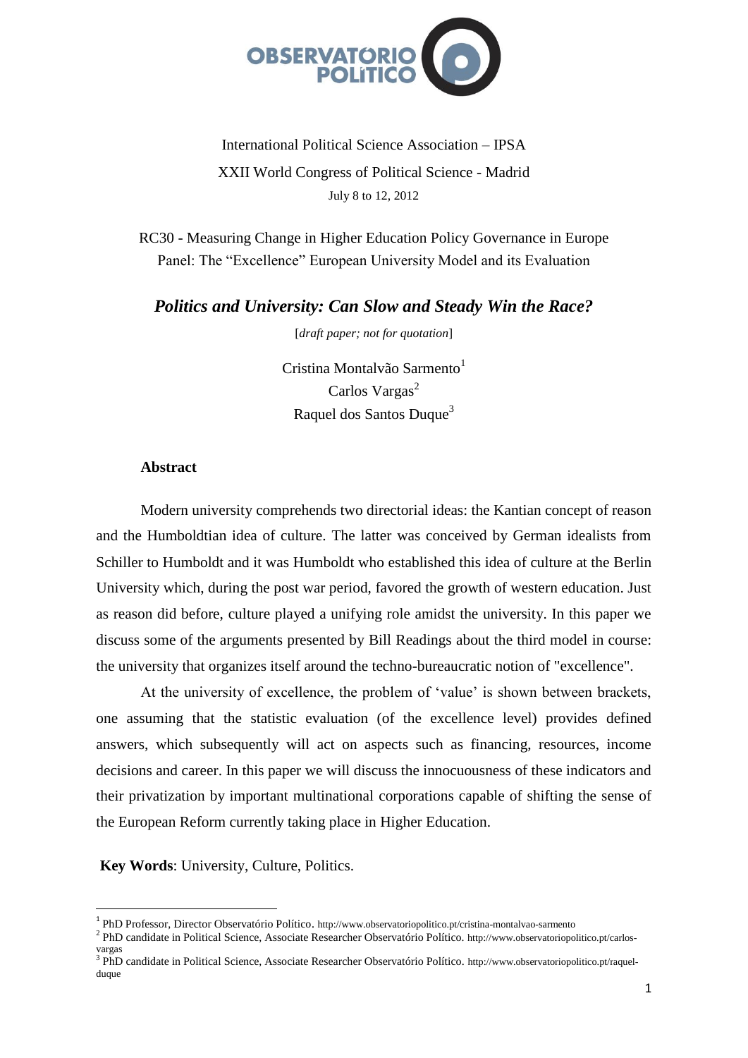International Political Science Association – IPSA

XXII World Congress of Political Science - Madrid

July 8 to 12, 2012

RC30 - Measuring Change in Higher Education Policy Governance in Europe

Panel: The "Excellence" European University Model and its Evaluation

# *Politics and University: Can Slow and Steady Win the Race?*

[*draft paper; not for quotation*]

Cristina Montalvão Sarmento[1]

Carlos Vargas[2]

Raquel dos Santos Duque[3]

## Abstract

Modern university comprehends two directorial ideas: the Kantian concept of reason and the Humboldtian idea of culture. The latter was conceived by German idealists from Schiller to Humboldt and it was Humboldt who established this idea of culture at the Berlin University which, during the post war period, favored the growth of western education. Just as reason did before, culture played a unifying role amidst the university. In this paper we discuss some of the arguments presented by Bill Readings about the third model in course: the university that organizes itself around the techno-bureaucratic notion of "excellence".

At the university of excellence, the problem of 'value' is shown between brackets, one assuming that the statistic evaluation (of the excellence level) provides defined answers, which subsequently will act on aspects such as financing, resources, income decisions and career. In this paper we will discuss the innocuousness of these indicators and their privatization by important multinational corporations capable of shifting the sense of the European Reform currently taking place in Higher Education.

**Key Words**: University, Culture, Politics.

---

[1] PhD Professor, Director Observatório Político. http://www.observatoriopolitico.pt/cristina-montalvao-sarmento

[2] PhD candidate in Political Science, Associate Researcher Observatório Político. http://www.observatoriopolitico.pt/carlos-vargas

[3] PhD candidate in Political Science, Associate Researcher Observatório Político. http://www.observatoriopolitico.pt/raquel-duque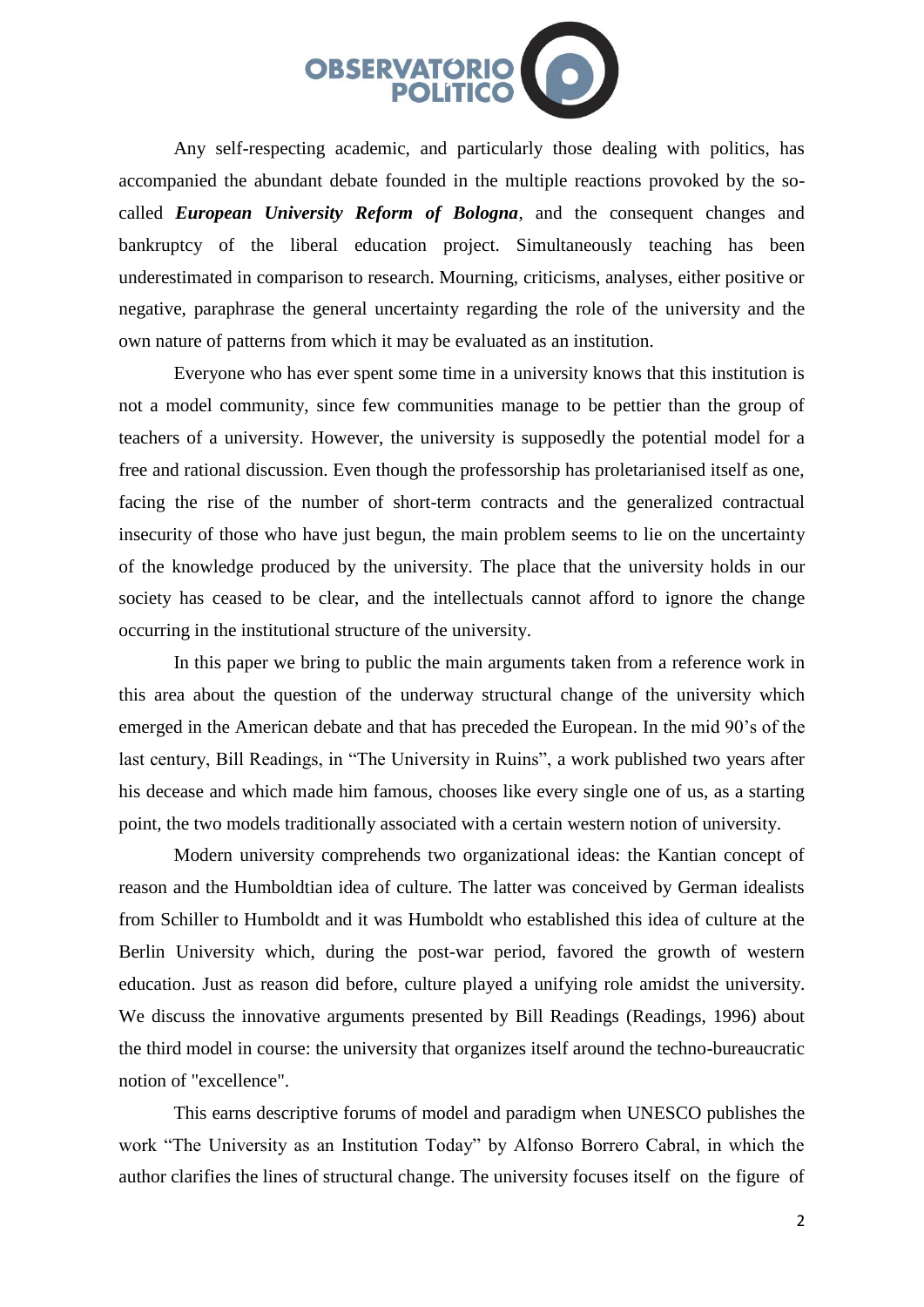Any self-respecting academic, and particularly those dealing with politics, has accompanied the abundant debate founded in the multiple reactions provoked by the so-called ***European University Reform of Bologna***, and the consequent changes and bankruptcy of the liberal education project. Simultaneously teaching has been underestimated in comparison to research. Mourning, criticisms, analyses, either positive or negative, paraphrase the general uncertainty regarding the role of the university and the own nature of patterns from which it may be evaluated as an institution.

Everyone who has ever spent some time in a university knows that this institution is not a model community, since few communities manage to be pettier than the group of teachers of a university. However, the university is supposedly the potential model for a free and rational discussion. Even though the professorship has proletarianised itself as one, facing the rise of the number of short-term contracts and the generalized contractual insecurity of those who have just begun, the main problem seems to lie on the uncertainty of the knowledge produced by the university. The place that the university holds in our society has ceased to be clear, and the intellectuals cannot afford to ignore the change occurring in the institutional structure of the university.

In this paper we bring to public the main arguments taken from a reference work in this area about the question of the underway structural change of the university which emerged in the American debate and that has preceded the European. In the mid 90's of the last century, Bill Readings, in "The University in Ruins", a work published two years after his decease and which made him famous, chooses like every single one of us, as a starting point, the two models traditionally associated with a certain western notion of university.

Modern university comprehends two organizational ideas: the Kantian concept of reason and the Humboldtian idea of culture. The latter was conceived by German idealists from Schiller to Humboldt and it was Humboldt who established this idea of culture at the Berlin University which, during the post-war period, favored the growth of western education. Just as reason did before, culture played a unifying role amidst the university. We discuss the innovative arguments presented by Bill Readings (Readings, 1996) about the third model in course: the university that organizes itself around the techno-bureaucratic notion of "excellence".

This earns descriptive forums of model and paradigm when UNESCO publishes the work "The University as an Institution Today" by Alfonso Borrero Cabral, in which the author clarifies the lines of structural change. The university focuses itself on the figure of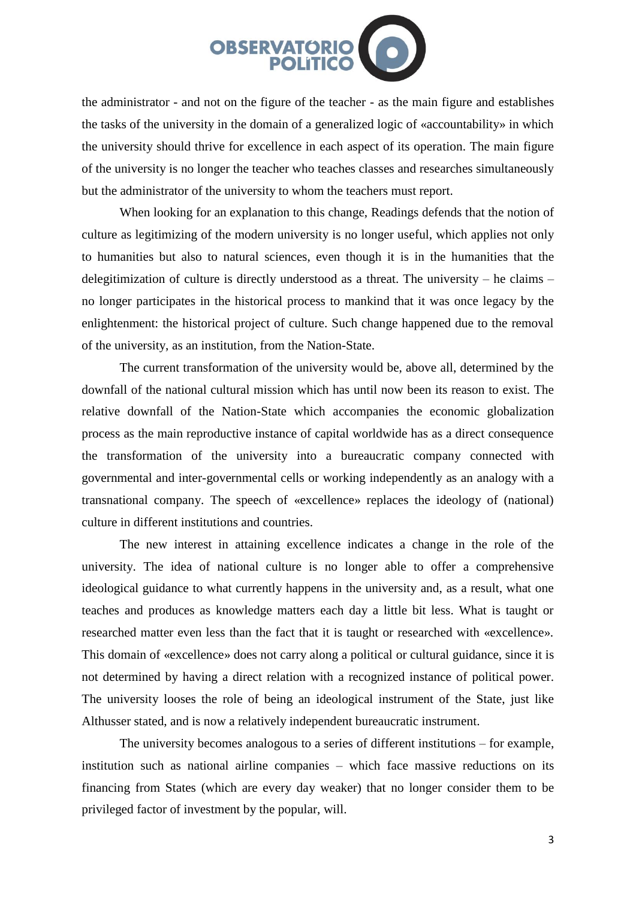the administrator - and not on the figure of the teacher - as the main figure and establishes the tasks of the university in the domain of a generalized logic of «accountability» in which the university should thrive for excellence in each aspect of its operation. The main figure of the university is no longer the teacher who teaches classes and researches simultaneously but the administrator of the university to whom the teachers must report.

When looking for an explanation to this change, Readings defends that the notion of culture as legitimizing of the modern university is no longer useful, which applies not only to humanities but also to natural sciences, even though it is in the humanities that the delegitimization of culture is directly understood as a threat. The university – he claims – no longer participates in the historical process to mankind that it was once legacy by the enlightenment: the historical project of culture. Such change happened due to the removal of the university, as an institution, from the Nation-State.

The current transformation of the university would be, above all, determined by the downfall of the national cultural mission which has until now been its reason to exist. The relative downfall of the Nation-State which accompanies the economic globalization process as the main reproductive instance of capital worldwide has as a direct consequence the transformation of the university into a bureaucratic company connected with governmental and inter-governmental cells or working independently as an analogy with a transnational company. The speech of «excellence» replaces the ideology of (national) culture in different institutions and countries.

The new interest in attaining excellence indicates a change in the role of the university. The idea of national culture is no longer able to offer a comprehensive ideological guidance to what currently happens in the university and, as a result, what one teaches and produces as knowledge matters each day a little bit less. What is taught or researched matter even less than the fact that it is taught or researched with «excellence». This domain of «excellence» does not carry along a political or cultural guidance, since it is not determined by having a direct relation with a recognized instance of political power. The university looses the role of being an ideological instrument of the State, just like Althusser stated, and is now a relatively independent bureaucratic instrument.

The university becomes analogous to a series of different institutions – for example, institution such as national airline companies – which face massive reductions on its financing from States (which are every day weaker) that no longer consider them to be privileged factor of investment by the popular, will.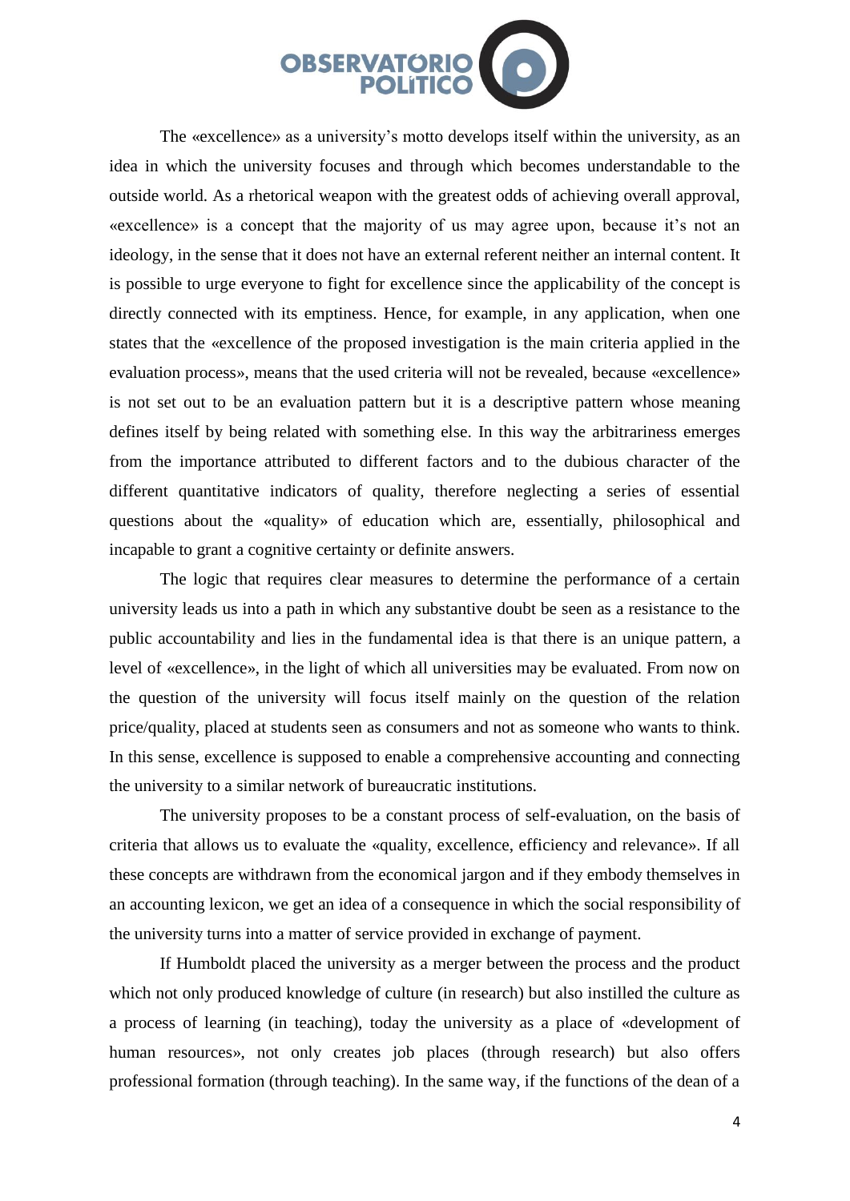The «excellence» as a university's motto develops itself within the university, as an idea in which the university focuses and through which becomes understandable to the outside world. As a rhetorical weapon with the greatest odds of achieving overall approval, «excellence» is a concept that the majority of us may agree upon, because it's not an ideology, in the sense that it does not have an external referent neither an internal content. It is possible to urge everyone to fight for excellence since the applicability of the concept is directly connected with its emptiness. Hence, for example, in any application, when one states that the «excellence of the proposed investigation is the main criteria applied in the evaluation process», means that the used criteria will not be revealed, because «excellence» is not set out to be an evaluation pattern but it is a descriptive pattern whose meaning defines itself by being related with something else. In this way the arbitrariness emerges from the importance attributed to different factors and to the dubious character of the different quantitative indicators of quality, therefore neglecting a series of essential questions about the «quality» of education which are, essentially, philosophical and incapable to grant a cognitive certainty or definite answers.

The logic that requires clear measures to determine the performance of a certain university leads us into a path in which any substantive doubt be seen as a resistance to the public accountability and lies in the fundamental idea is that there is an unique pattern, a level of «excellence», in the light of which all universities may be evaluated. From now on the question of the university will focus itself mainly on the question of the relation price/quality, placed at students seen as consumers and not as someone who wants to think. In this sense, excellence is supposed to enable a comprehensive accounting and connecting the university to a similar network of bureaucratic institutions.

The university proposes to be a constant process of self-evaluation, on the basis of criteria that allows us to evaluate the «quality, excellence, efficiency and relevance». If all these concepts are withdrawn from the economical jargon and if they embody themselves in an accounting lexicon, we get an idea of a consequence in which the social responsibility of the university turns into a matter of service provided in exchange of payment.

If Humboldt placed the university as a merger between the process and the product which not only produced knowledge of culture (in research) but also instilled the culture as a process of learning (in teaching), today the university as a place of «development of human resources», not only creates job places (through research) but also offers professional formation (through teaching). In the same way, if the functions of the dean of a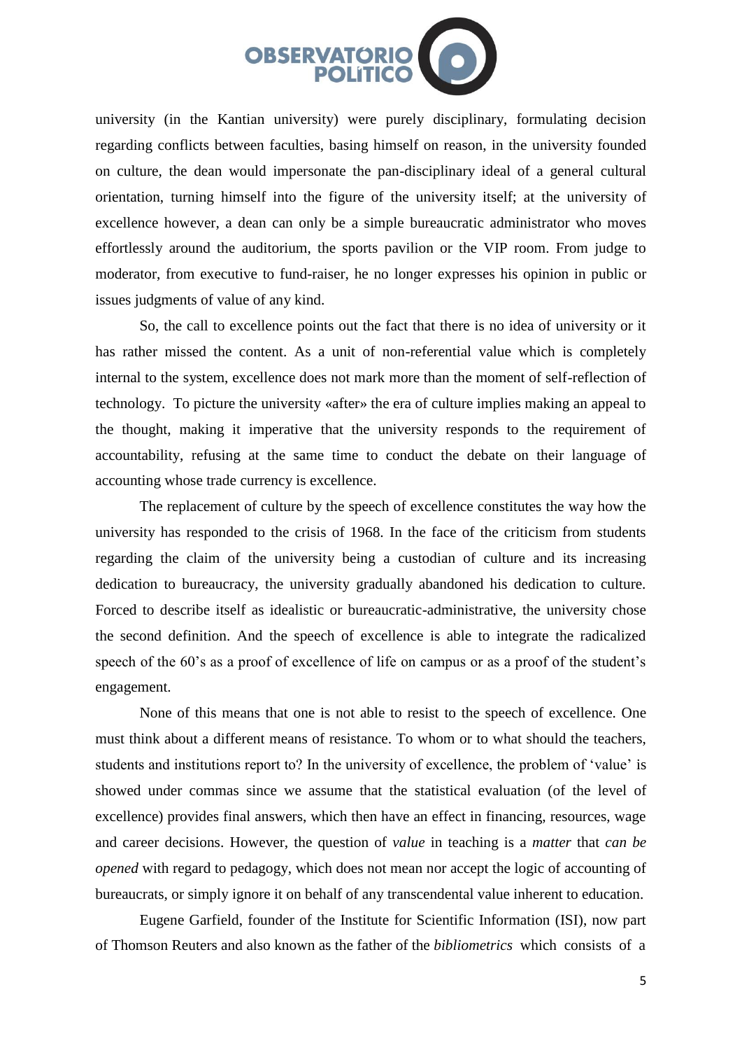university (in the Kantian university) were purely disciplinary, formulating decision regarding conflicts between faculties, basing himself on reason, in the university founded on culture, the dean would impersonate the pan-disciplinary ideal of a general cultural orientation, turning himself into the figure of the university itself; at the university of excellence however, a dean can only be a simple bureaucratic administrator who moves effortlessly around the auditorium, the sports pavilion or the VIP room. From judge to moderator, from executive to fund-raiser, he no longer expresses his opinion in public or issues judgments of value of any kind.

So, the call to excellence points out the fact that there is no idea of university or it has rather missed the content. As a unit of non-referential value which is completely internal to the system, excellence does not mark more than the moment of self-reflection of technology. To picture the university «after» the era of culture implies making an appeal to the thought, making it imperative that the university responds to the requirement of accountability, refusing at the same time to conduct the debate on their language of accounting whose trade currency is excellence.

The replacement of culture by the speech of excellence constitutes the way how the university has responded to the crisis of 1968. In the face of the criticism from students regarding the claim of the university being a custodian of culture and its increasing dedication to bureaucracy, the university gradually abandoned his dedication to culture. Forced to describe itself as idealistic or bureaucratic-administrative, the university chose the second definition. And the speech of excellence is able to integrate the radicalized speech of the 60's as a proof of excellence of life on campus or as a proof of the student's engagement.

None of this means that one is not able to resist to the speech of excellence. One must think about a different means of resistance. To whom or to what should the teachers, students and institutions report to? In the university of excellence, the problem of 'value' is showed under commas since we assume that the statistical evaluation (of the level of excellence) provides final answers, which then have an effect in financing, resources, wage and career decisions. However, the question of *value* in teaching is a *matter* that *can be opened* with regard to pedagogy, which does not mean nor accept the logic of accounting of bureaucrats, or simply ignore it on behalf of any transcendental value inherent to education.

Eugene Garfield, founder of the Institute for Scientific Information (ISI), now part of Thomson Reuters and also known as the father of the *bibliometrics* which consists of a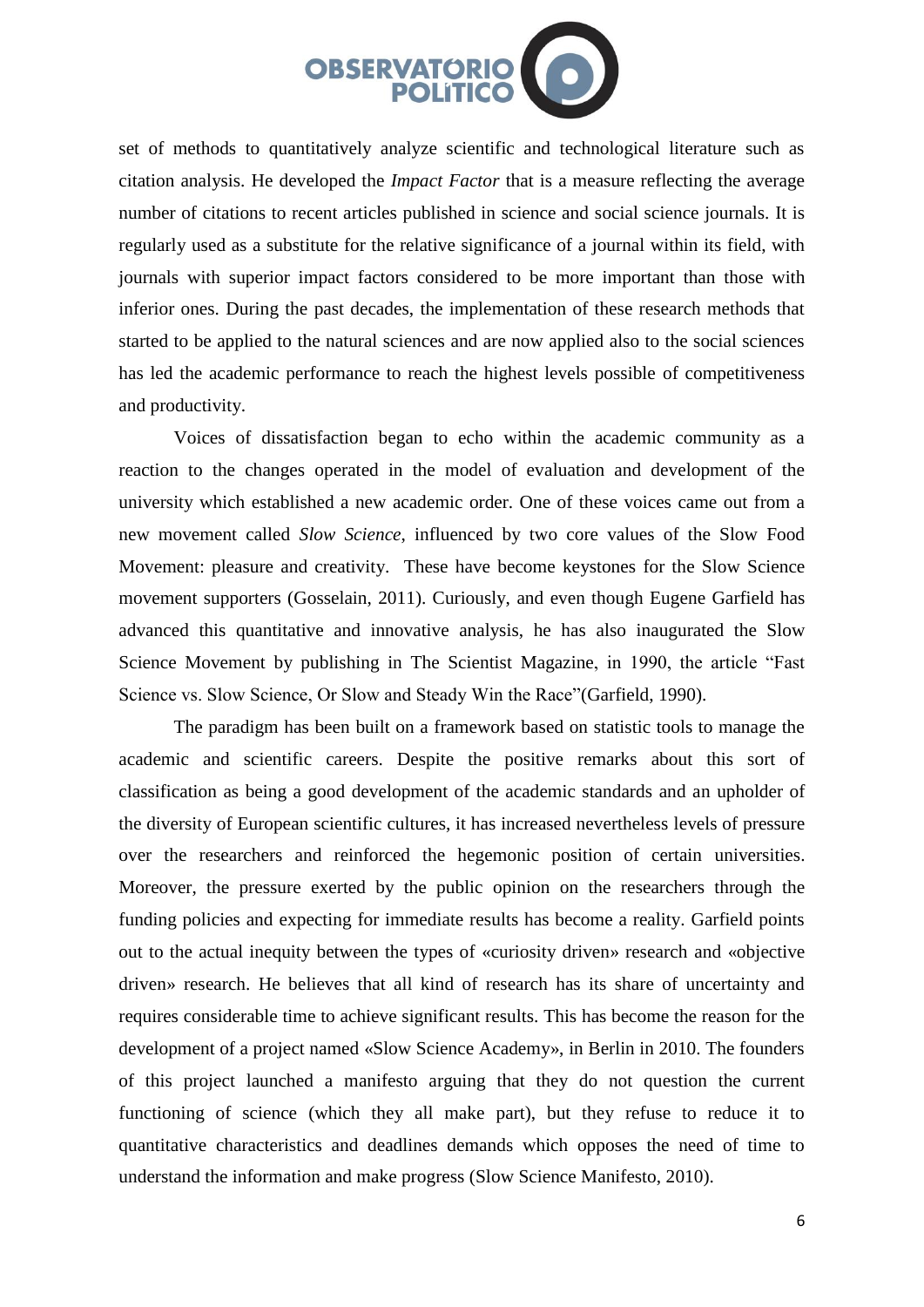set of methods to quantitatively analyze scientific and technological literature such as citation analysis. He developed the *Impact Factor* that is a measure reflecting the average number of citations to recent articles published in science and social science journals. It is regularly used as a substitute for the relative significance of a journal within its field, with journals with superior impact factors considered to be more important than those with inferior ones. During the past decades, the implementation of these research methods that started to be applied to the natural sciences and are now applied also to the social sciences has led the academic performance to reach the highest levels possible of competitiveness and productivity.

Voices of dissatisfaction began to echo within the academic community as a reaction to the changes operated in the model of evaluation and development of the university which established a new academic order. One of these voices came out from a new movement called *Slow Science*, influenced by two core values of the Slow Food Movement: pleasure and creativity. These have become keystones for the Slow Science movement supporters (Gosselain, 2011). Curiously, and even though Eugene Garfield has advanced this quantitative and innovative analysis, he has also inaugurated the Slow Science Movement by publishing in The Scientist Magazine, in 1990, the article "Fast Science vs. Slow Science, Or Slow and Steady Win the Race"(Garfield, 1990).

The paradigm has been built on a framework based on statistic tools to manage the academic and scientific careers. Despite the positive remarks about this sort of classification as being a good development of the academic standards and an upholder of the diversity of European scientific cultures, it has increased nevertheless levels of pressure over the researchers and reinforced the hegemonic position of certain universities. Moreover, the pressure exerted by the public opinion on the researchers through the funding policies and expecting for immediate results has become a reality. Garfield points out to the actual inequity between the types of «curiosity driven» research and «objective driven» research. He believes that all kind of research has its share of uncertainty and requires considerable time to achieve significant results. This has become the reason for the development of a project named «Slow Science Academy», in Berlin in 2010. The founders of this project launched a manifesto arguing that they do not question the current functioning of science (which they all make part), but they refuse to reduce it to quantitative characteristics and deadlines demands which opposes the need of time to understand the information and make progress (Slow Science Manifesto, 2010).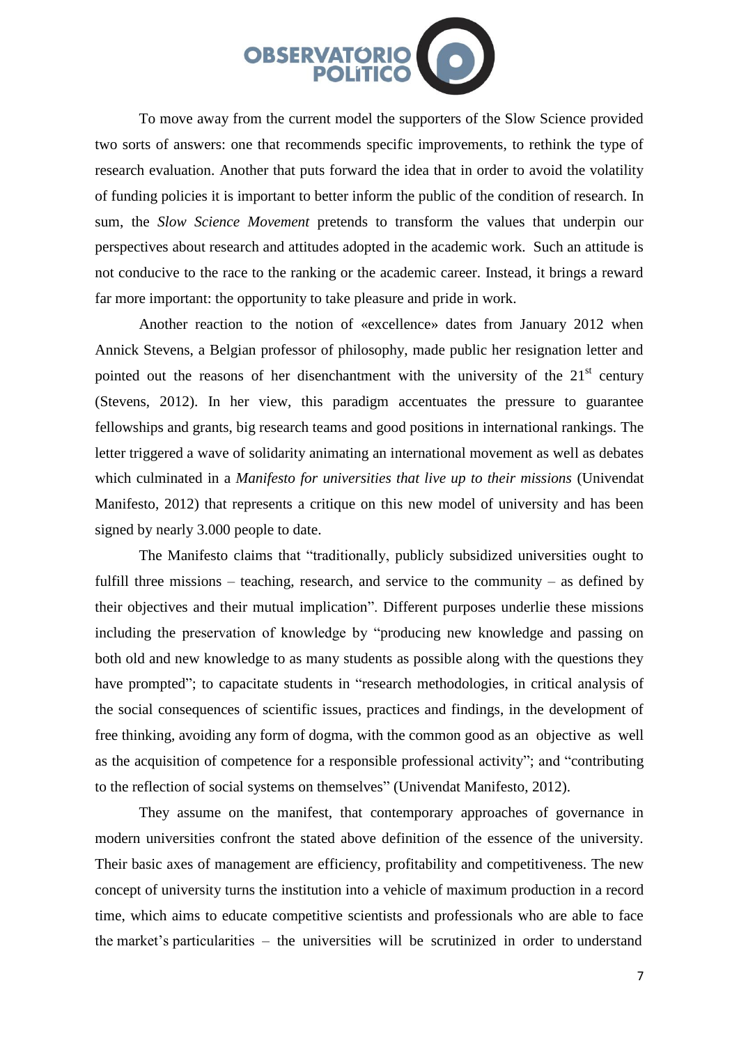To move away from the current model the supporters of the Slow Science provided two sorts of answers: one that recommends specific improvements, to rethink the type of research evaluation. Another that puts forward the idea that in order to avoid the volatility of funding policies it is important to better inform the public of the condition of research. In sum, the *Slow Science Movement* pretends to transform the values that underpin our perspectives about research and attitudes adopted in the academic work. Such an attitude is not conducive to the race to the ranking or the academic career. Instead, it brings a reward far more important: the opportunity to take pleasure and pride in work.

Another reaction to the notion of «excellence» dates from January 2012 when Annick Stevens, a Belgian professor of philosophy, made public her resignation letter and pointed out the reasons of her disenchantment with the university of the 21st century (Stevens, 2012). In her view, this paradigm accentuates the pressure to guarantee fellowships and grants, big research teams and good positions in international rankings. The letter triggered a wave of solidarity animating an international movement as well as debates which culminated in a *Manifesto for universities that live up to their missions* (Univendat Manifesto, 2012) that represents a critique on this new model of university and has been signed by nearly 3.000 people to date.

The Manifesto claims that "traditionally, publicly subsidized universities ought to fulfill three missions – teaching, research, and service to the community – as defined by their objectives and their mutual implication". Different purposes underlie these missions including the preservation of knowledge by "producing new knowledge and passing on both old and new knowledge to as many students as possible along with the questions they have prompted"; to capacitate students in "research methodologies, in critical analysis of the social consequences of scientific issues, practices and findings, in the development of free thinking, avoiding any form of dogma, with the common good as an objective as well as the acquisition of competence for a responsible professional activity"; and "contributing to the reflection of social systems on themselves" (Univendat Manifesto, 2012).

They assume on the manifest, that contemporary approaches of governance in modern universities confront the stated above definition of the essence of the university. Their basic axes of management are efficiency, profitability and competitiveness. The new concept of university turns the institution into a vehicle of maximum production in a record time, which aims to educate competitive scientists and professionals who are able to face the market's particularities – the universities will be scrutinized in order to understand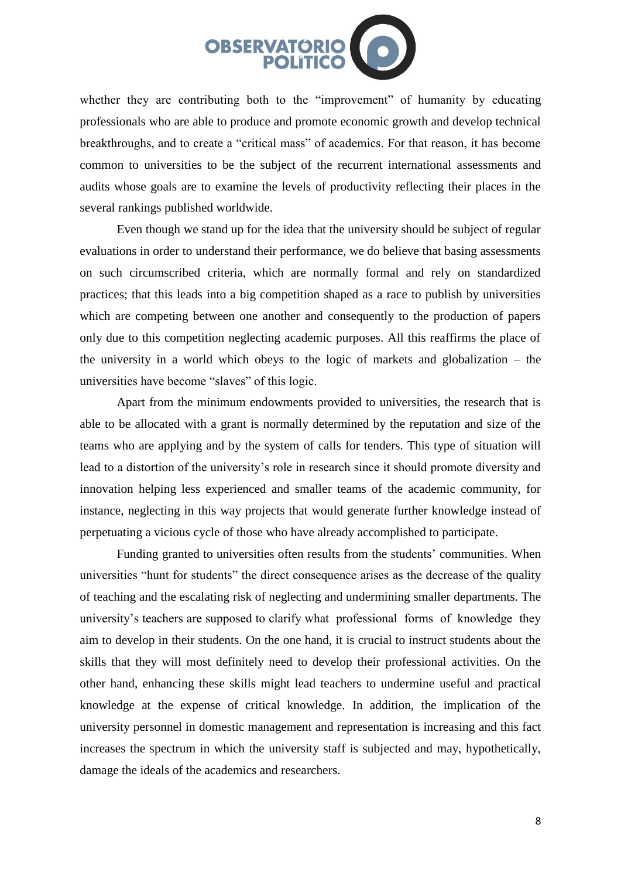whether they are contributing both to the “improvement” of humanity by educating professionals who are able to produce and promote economic growth and develop technical breakthroughs, and to create a “critical mass” of academics. For that reason, it has become common to universities to be the subject of the recurrent international assessments and audits whose goals are to examine the levels of productivity reflecting their places in the several rankings published worldwide.

Even though we stand up for the idea that the university should be subject of regular evaluations in order to understand their performance, we do believe that basing assessments on such circumscribed criteria, which are normally formal and rely on standardized practices; that this leads into a big competition shaped as a race to publish by universities which are competing between one another and consequently to the production of papers only due to this competition neglecting academic purposes. All this reaffirms the place of the university in a world which obeys to the logic of markets and globalization – the universities have become “slaves” of this logic.

Apart from the minimum endowments provided to universities, the research that is able to be allocated with a grant is normally determined by the reputation and size of the teams who are applying and by the system of calls for tenders. This type of situation will lead to a distortion of the university’s role in research since it should promote diversity and innovation helping less experienced and smaller teams of the academic community, for instance, neglecting in this way projects that would generate further knowledge instead of perpetuating a vicious cycle of those who have already accomplished to participate.

Funding granted to universities often results from the students’ communities. When universities “hunt for students” the direct consequence arises as the decrease of the quality of teaching and the escalating risk of neglecting and undermining smaller departments. The university’s teachers are supposed to clarify what professional forms of knowledge they aim to develop in their students. On the one hand, it is crucial to instruct students about the skills that they will most definitely need to develop their professional activities. On the other hand, enhancing these skills might lead teachers to undermine useful and practical knowledge at the expense of critical knowledge. In addition, the implication of the university personnel in domestic management and representation is increasing and this fact increases the spectrum in which the university staff is subjected and may, hypothetically, damage the ideals of the academics and researchers.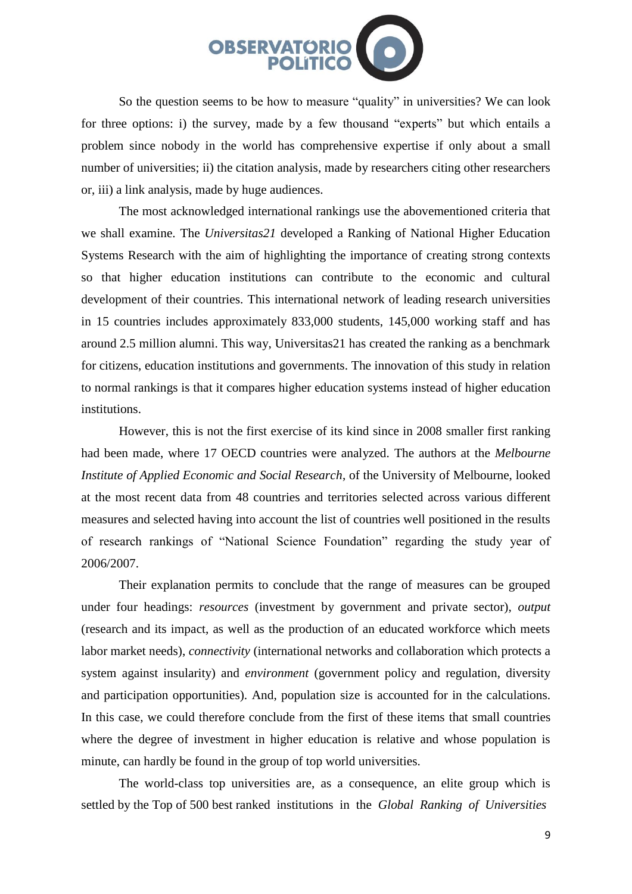So the question seems to be how to measure "quality" in universities? We can look for three options: i) the survey, made by a few thousand "experts" but which entails a problem since nobody in the world has comprehensive expertise if only about a small number of universities; ii) the citation analysis, made by researchers citing other researchers or, iii) a link analysis, made by huge audiences.

The most acknowledged international rankings use the abovementioned criteria that we shall examine. The *Universitas21* developed a Ranking of National Higher Education Systems Research with the aim of highlighting the importance of creating strong contexts so that higher education institutions can contribute to the economic and cultural development of their countries. This international network of leading research universities in 15 countries includes approximately 833,000 students, 145,000 working staff and has around 2.5 million alumni. This way, Universitas21 has created the ranking as a benchmark for citizens, education institutions and governments. The innovation of this study in relation to normal rankings is that it compares higher education systems instead of higher education institutions.

However, this is not the first exercise of its kind since in 2008 smaller first ranking had been made, where 17 OECD countries were analyzed. The authors at the *Melbourne Institute of Applied Economic and Social Research*, of the University of Melbourne, looked at the most recent data from 48 countries and territories selected across various different measures and selected having into account the list of countries well positioned in the results of research rankings of "National Science Foundation" regarding the study year of 2006/2007.

Their explanation permits to conclude that the range of measures can be grouped under four headings: *resources* (investment by government and private sector), *output* (research and its impact, as well as the production of an educated workforce which meets labor market needs), *connectivity* (international networks and collaboration which protects a system against insularity) and *environment* (government policy and regulation, diversity and participation opportunities). And, population size is accounted for in the calculations. In this case, we could therefore conclude from the first of these items that small countries where the degree of investment in higher education is relative and whose population is minute, can hardly be found in the group of top world universities.

The world-class top universities are, as a consequence, an elite group which is settled by the Top of 500 best ranked institutions in the *Global Ranking of Universities*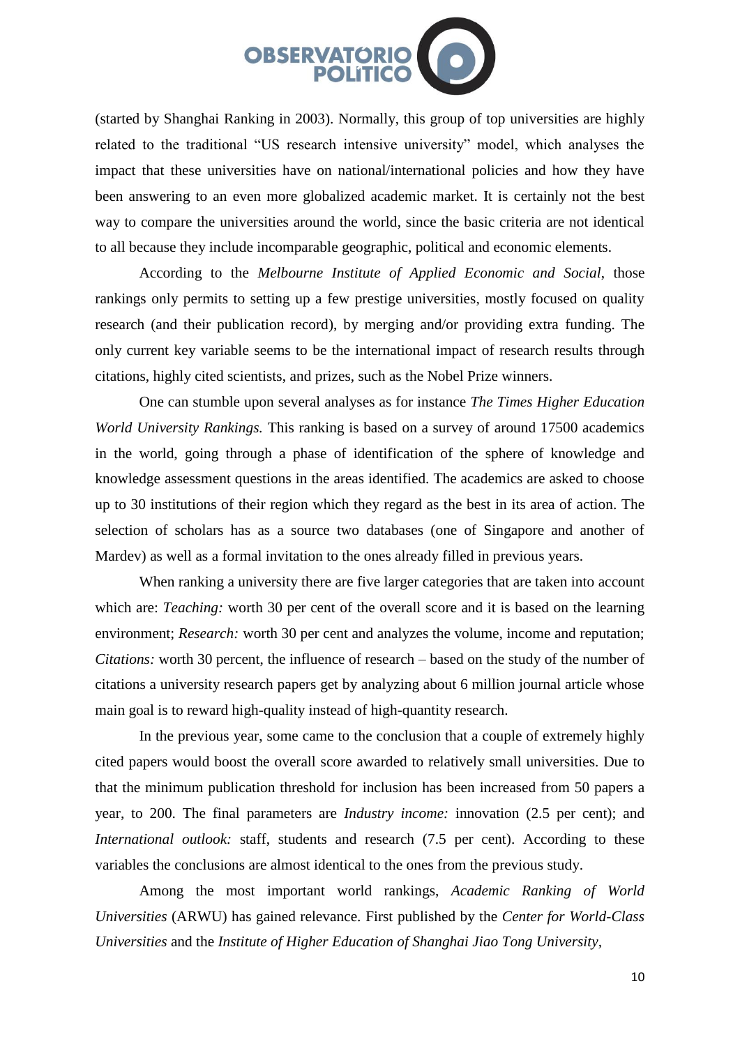(started by Shanghai Ranking in 2003). Normally, this group of top universities are highly related to the traditional "US research intensive university" model, which analyses the impact that these universities have on national/international policies and how they have been answering to an even more globalized academic market. It is certainly not the best way to compare the universities around the world, since the basic criteria are not identical to all because they include incomparable geographic, political and economic elements.

According to the *Melbourne Institute of Applied Economic and Social*, those rankings only permits to setting up a few prestige universities, mostly focused on quality research (and their publication record), by merging and/or providing extra funding. The only current key variable seems to be the international impact of research results through citations, highly cited scientists, and prizes, such as the Nobel Prize winners.

One can stumble upon several analyses as for instance *The Times Higher Education World University Rankings.* This ranking is based on a survey of around 17500 academics in the world, going through a phase of identification of the sphere of knowledge and knowledge assessment questions in the areas identified. The academics are asked to choose up to 30 institutions of their region which they regard as the best in its area of action. The selection of scholars has as a source two databases (one of Singapore and another of Mardev) as well as a formal invitation to the ones already filled in previous years.

When ranking a university there are five larger categories that are taken into account which are: *Teaching:* worth 30 per cent of the overall score and it is based on the learning environment; *Research:* worth 30 per cent and analyzes the volume, income and reputation; *Citations:* worth 30 percent, the influence of research – based on the study of the number of citations a university research papers get by analyzing about 6 million journal article whose main goal is to reward high-quality instead of high-quantity research.

In the previous year, some came to the conclusion that a couple of extremely highly cited papers would boost the overall score awarded to relatively small universities. Due to that the minimum publication threshold for inclusion has been increased from 50 papers a year, to 200. The final parameters are *Industry income:* innovation (2.5 per cent); and *International outlook:* staff, students and research (7.5 per cent). According to these variables the conclusions are almost identical to the ones from the previous study.

Among the most important world rankings, *Academic Ranking of World Universities* (ARWU) has gained relevance. First published by the *Center for World-Class Universities* and the *Institute of Higher Education of Shanghai Jiao Tong University*,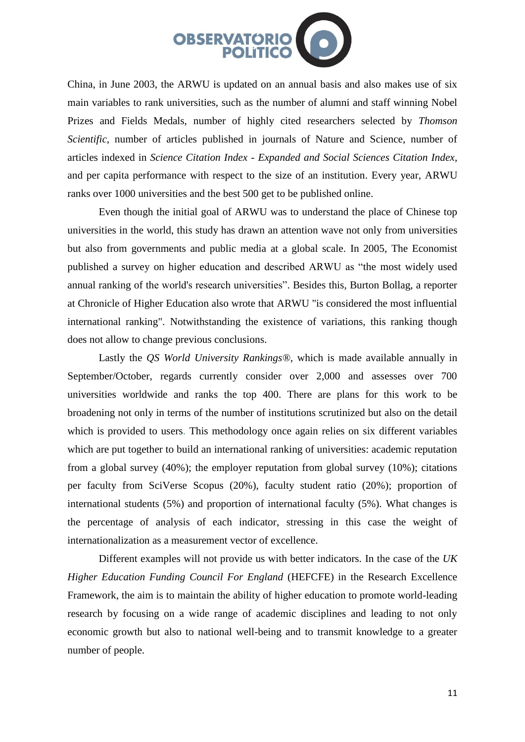China, in June 2003, the ARWU is updated on an annual basis and also makes use of six main variables to rank universities, such as the number of alumni and staff winning Nobel Prizes and Fields Medals, number of highly cited researchers selected by *Thomson Scientific*, number of articles published in journals of Nature and Science, number of articles indexed in *Science Citation Index - Expanded and Social Sciences Citation Index*, and per capita performance with respect to the size of an institution. Every year, ARWU ranks over 1000 universities and the best 500 get to be published online.

Even though the initial goal of ARWU was to understand the place of Chinese top universities in the world, this study has drawn an attention wave not only from universities but also from governments and public media at a global scale. In 2005, The Economist published a survey on higher education and described ARWU as "the most widely used annual ranking of the world's research universities". Besides this, Burton Bollag, a reporter at Chronicle of Higher Education also wrote that ARWU "is considered the most influential international ranking". Notwithstanding the existence of variations, this ranking though does not allow to change previous conclusions.

Lastly the *QS World University Rankings®*, which is made available annually in September/October, regards currently consider over 2,000 and assesses over 700 universities worldwide and ranks the top 400. There are plans for this work to be broadening not only in terms of the number of institutions scrutinized but also on the detail which is provided to users. This methodology once again relies on six different variables which are put together to build an international ranking of universities: academic reputation from a global survey (40%); the employer reputation from global survey (10%); citations per faculty from SciVerse Scopus (20%), faculty student ratio (20%); proportion of international students (5%) and proportion of international faculty (5%). What changes is the percentage of analysis of each indicator, stressing in this case the weight of internationalization as a measurement vector of excellence.

Different examples will not provide us with better indicators. In the case of the *UK Higher Education Funding Council For England* (HEFCFE) in the Research Excellence Framework, the aim is to maintain the ability of higher education to promote world-leading research by focusing on a wide range of academic disciplines and leading to not only economic growth but also to national well-being and to transmit knowledge to a greater number of people.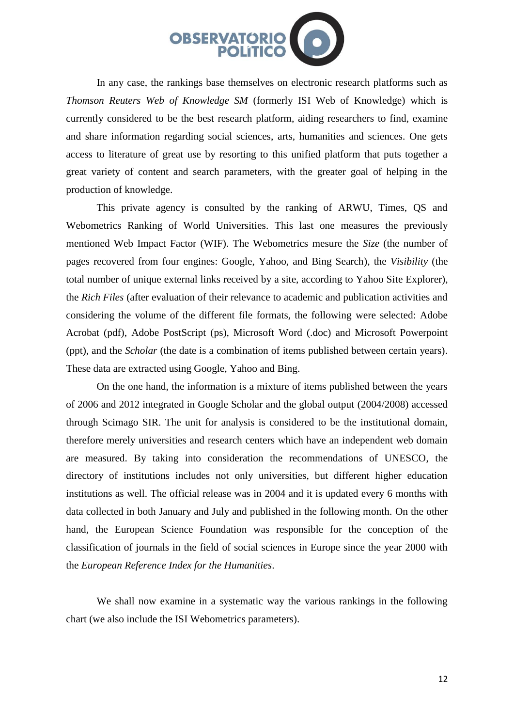In any case, the rankings base themselves on electronic research platforms such as *Thomson Reuters Web of Knowledge SM* (formerly ISI Web of Knowledge) which is currently considered to be the best research platform, aiding researchers to find, examine and share information regarding social sciences, arts, humanities and sciences. One gets access to literature of great use by resorting to this unified platform that puts together a great variety of content and search parameters, with the greater goal of helping in the production of knowledge.

This private agency is consulted by the ranking of ARWU, Times, QS and Webometrics Ranking of World Universities. This last one measures the previously mentioned Web Impact Factor (WIF). The Webometrics mesure the *Size* (the number of pages recovered from four engines: Google, Yahoo, and Bing Search), the *Visibility* (the total number of unique external links received by a site, according to Yahoo Site Explorer), the *Rich Files* (after evaluation of their relevance to academic and publication activities and considering the volume of the different file formats, the following were selected: Adobe Acrobat (pdf), Adobe PostScript (ps), Microsoft Word (.doc) and Microsoft Powerpoint (ppt), and the *Scholar* (the date is a combination of items published between certain years). These data are extracted using Google, Yahoo and Bing.

On the one hand, the information is a mixture of items published between the years of 2006 and 2012 integrated in Google Scholar and the global output (2004/2008) accessed through Scimago SIR. The unit for analysis is considered to be the institutional domain, therefore merely universities and research centers which have an independent web domain are measured. By taking into consideration the recommendations of UNESCO, the directory of institutions includes not only universities, but different higher education institutions as well. The official release was in 2004 and it is updated every 6 months with data collected in both January and July and published in the following month. On the other hand, the European Science Foundation was responsible for the conception of the classification of journals in the field of social sciences in Europe since the year 2000 with the *European Reference Index for the Humanities*.

We shall now examine in a systematic way the various rankings in the following chart (we also include the ISI Webometrics parameters).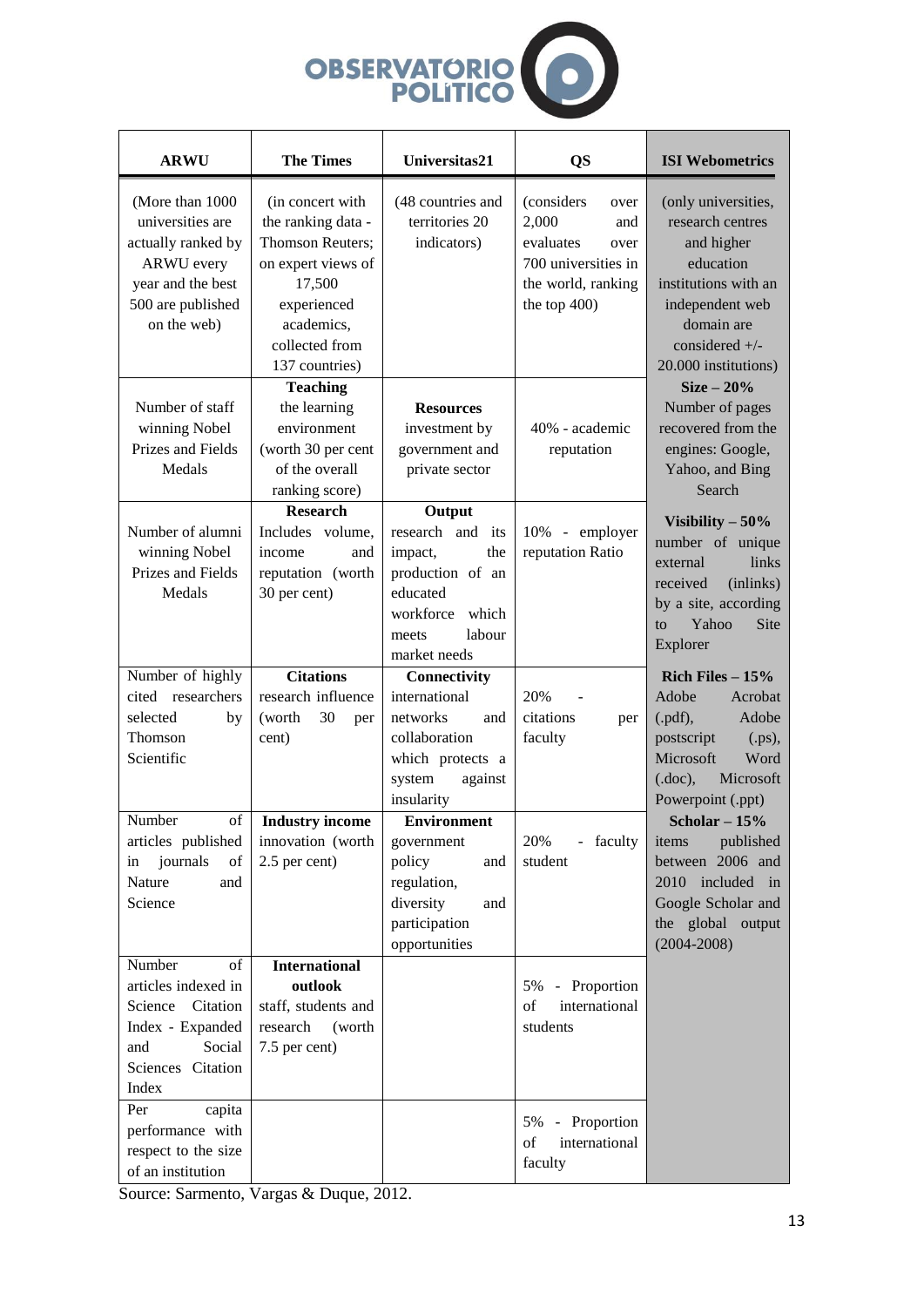| ARWU | The Times | Universitas21 | QS | ISI Webometrics |
|---|---|---|---|---|
| (More than 1000 universities are actually ranked by ARWU every year and the best 500 are published on the web) | (in concert with the ranking data - Thomson Reuters; on expert views of 17,500 experienced academics, collected from 137 countries) | (48 countries and territories 20 indicators) | (considers over 2,000 and evaluates over 700 universities in the world, ranking the top 400) | (only universities, research centres and higher education institutions with an independent web domain are considered +/- 20.000 institutions) |
| Number of staff winning Nobel Prizes and Fields Medals | **Teaching** the learning environment (worth 30 per cent of the overall ranking score) | **Resources** investment by government and private sector | 40% - academic reputation | **Size – 20%** Number of pages recovered from the engines: Google, Yahoo, and Bing Search |
| Number of alumni winning Nobel Prizes and Fields Medals | **Research** Includes volume, income and reputation (worth 30 per cent) | **Output** research and its impact, the production of an educated workforce which meets labour market needs | 10% - employer reputation Ratio | **Visibility – 50%** number of unique external links received (inlinks) by a site, according to Yahoo Site Explorer |
| Number of highly cited researchers selected by Thomson Scientific | **Citations** research influence (worth 30 per cent) | **Connectivity** international networks and collaboration which protects a system against insularity | 20% - citations per faculty | **Rich Files – 15%** Adobe Acrobat (.pdf), Adobe postscript (.ps), Microsoft Word (.doc), Microsoft Powerpoint (.ppt) |
| Number of articles published in journals of Nature and Science | **Industry income** innovation (worth 2.5 per cent) | **Environment** government policy and regulation, diversity and participation opportunities | 20% - faculty student | **Scholar – 15%** items published between 2006 and 2010 included in Google Scholar and the global output (2004-2008) |
| Number of articles indexed in Science Citation Index - Expanded and Social Sciences Citation Index | **International outlook** staff, students and research (worth 7.5 per cent) | | 5% - Proportion of international students | |
| Per capita performance with respect to the size of an institution | | | 5% - Proportion of international faculty | |

Source: Sarmento, Vargas & Duque, 2012.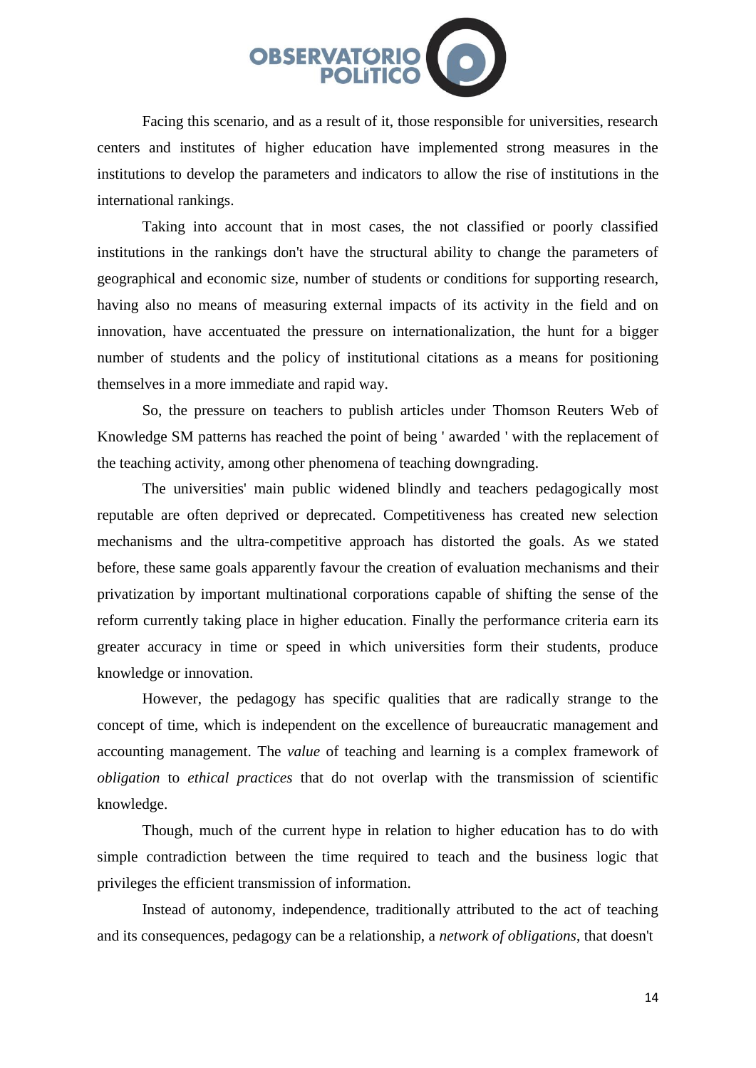Facing this scenario, and as a result of it, those responsible for universities, research centers and institutes of higher education have implemented strong measures in the institutions to develop the parameters and indicators to allow the rise of institutions in the international rankings.

Taking into account that in most cases, the not classified or poorly classified institutions in the rankings don't have the structural ability to change the parameters of geographical and economic size, number of students or conditions for supporting research, having also no means of measuring external impacts of its activity in the field and on innovation, have accentuated the pressure on internationalization, the hunt for a bigger number of students and the policy of institutional citations as a means for positioning themselves in a more immediate and rapid way.

So, the pressure on teachers to publish articles under Thomson Reuters Web of Knowledge SM patterns has reached the point of being ' awarded ' with the replacement of the teaching activity, among other phenomena of teaching downgrading.

The universities' main public widened blindly and teachers pedagogically most reputable are often deprived or deprecated. Competitiveness has created new selection mechanisms and the ultra-competitive approach has distorted the goals. As we stated before, these same goals apparently favour the creation of evaluation mechanisms and their privatization by important multinational corporations capable of shifting the sense of the reform currently taking place in higher education. Finally the performance criteria earn its greater accuracy in time or speed in which universities form their students, produce knowledge or innovation.

However, the pedagogy has specific qualities that are radically strange to the concept of time, which is independent on the excellence of bureaucratic management and accounting management. The *value* of teaching and learning is a complex framework of *obligation* to *ethical practices* that do not overlap with the transmission of scientific knowledge.

Though, much of the current hype in relation to higher education has to do with simple contradiction between the time required to teach and the business logic that privileges the efficient transmission of information.

Instead of autonomy, independence, traditionally attributed to the act of teaching and its consequences, pedagogy can be a relationship, a *network of obligations*, that doesn't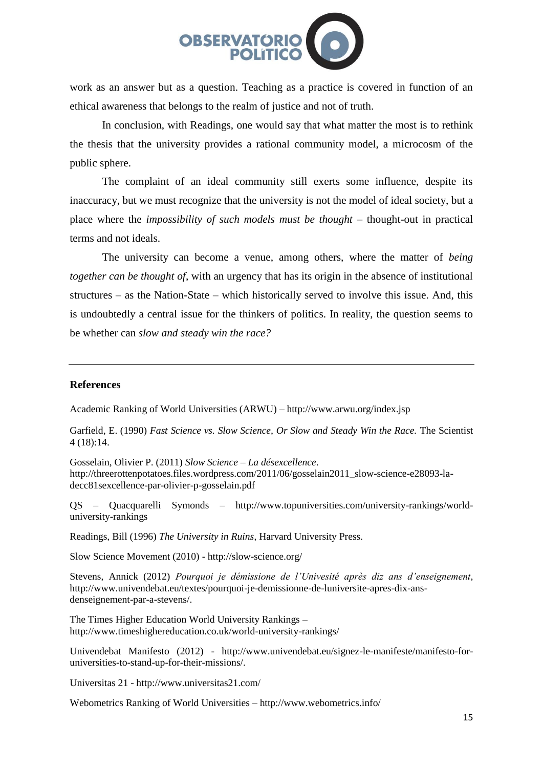work as an answer but as a question. Teaching as a practice is covered in function of an ethical awareness that belongs to the realm of justice and not of truth.

In conclusion, with Readings, one would say that what matter the most is to rethink the thesis that the university provides a rational community model, a microcosm of the public sphere.

The complaint of an ideal community still exerts some influence, despite its inaccuracy, but we must recognize that the university is not the model of ideal society, but a place where the *impossibility of such models must be thought* – thought-out in practical terms and not ideals.

The university can become a venue, among others, where the matter of *being together can be thought of*, with an urgency that has its origin in the absence of institutional structures – as the Nation-State – which historically served to involve this issue. And, this is undoubtedly a central issue for the thinkers of politics. In reality, the question seems to be whether can *slow and steady win the race?*

---

## References

Academic Ranking of World Universities (ARWU) – http://www.arwu.org/index.jsp

Garfield, E. (1990) *Fast Science vs. Slow Science, Or Slow and Steady Win the Race.* The Scientist 4 (18):14.

Gosselain, Olivier P. (2011) *Slow Science – La désexcellence*. http://threerottenpotatoes.files.wordpress.com/2011/06/gosselain2011_slow-science-e28093-la-decc81sexcellence-par-olivier-p-gosselain.pdf

QS – Quacquarelli Symonds – http://www.topuniversities.com/university-rankings/world-university-rankings

Readings, Bill (1996) *The University in Ruins*, Harvard University Press.

Slow Science Movement (2010) - http://slow-science.org/

Stevens, Annick (2012) *Pourquoi je démissione de l'Univesité après diz ans d'enseignement*, http://www.univendebat.eu/textes/pourquoi-je-demissionne-de-luniversite-apres-dix-ans-denseignement-par-a-stevens/.

The Times Higher Education World University Rankings – http://www.timeshighereducation.co.uk/world-university-rankings/

Univendebat Manifesto (2012) - http://www.univendebat.eu/signez-le-manifeste/manifesto-for-universities-to-stand-up-for-their-missions/.

Universitas 21 - http://www.universitas21.com/

Webometrics Ranking of World Universities – http://www.webometrics.info/